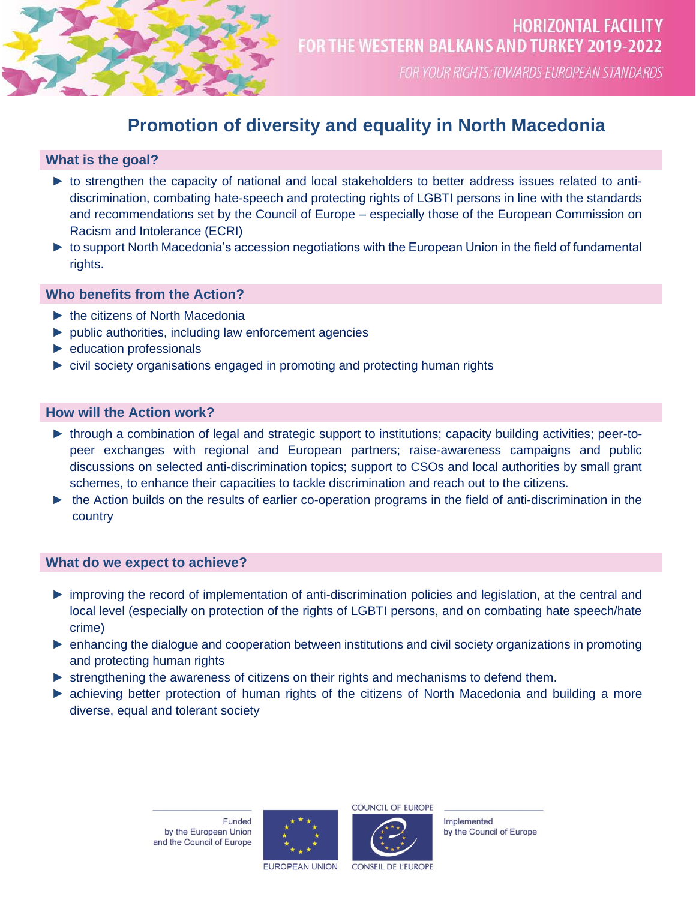HORIZONTAL FACILITY
FOR THE WESTERN BALKANS AND TURKEY 2019-2022

*FOR YOUR RIGHTS: TOWARDS EUROPEAN STANDARDS*

# Promotion of diversity and equality in North Macedonia

## What is the goal?

- to strengthen the capacity of national and local stakeholders to better address issues related to anti-discrimination, combating hate-speech and protecting rights of LGBTI persons in line with the standards and recommendations set by the Council of Europe – especially those of the European Commission on Racism and Intolerance (ECRI)
- to support North Macedonia's accession negotiations with the European Union in the field of fundamental rights.

## Who benefits from the Action?

- the citizens of North Macedonia
- public authorities, including law enforcement agencies
- education professionals
- civil society organisations engaged in promoting and protecting human rights

## How will the Action work?

- through a combination of legal and strategic support to institutions; capacity building activities; peer-to-peer exchanges with regional and European partners; raise-awareness campaigns and public discussions on selected anti-discrimination topics; support to CSOs and local authorities by small grant schemes, to enhance their capacities to tackle discrimination and reach out to the citizens.
- the Action builds on the results of earlier co-operation programs in the field of anti-discrimination in the country

## What do we expect to achieve?

- improving the record of implementation of anti-discrimination policies and legislation, at the central and local level (especially on protection of the rights of LGBTI persons, and on combating hate speech/hate crime)
- enhancing the dialogue and cooperation between institutions and civil society organizations in promoting and protecting human rights
- strengthening the awareness of citizens on their rights and mechanisms to defend them.
- achieving better protection of human rights of the citizens of North Macedonia and building a more diverse, equal and tolerant society

Funded by the European Union and the Council of Europe

EUROPEAN UNION

COUNCIL OF EUROPE
CONSEIL DE L'EUROPE

Implemented by the Council of Europe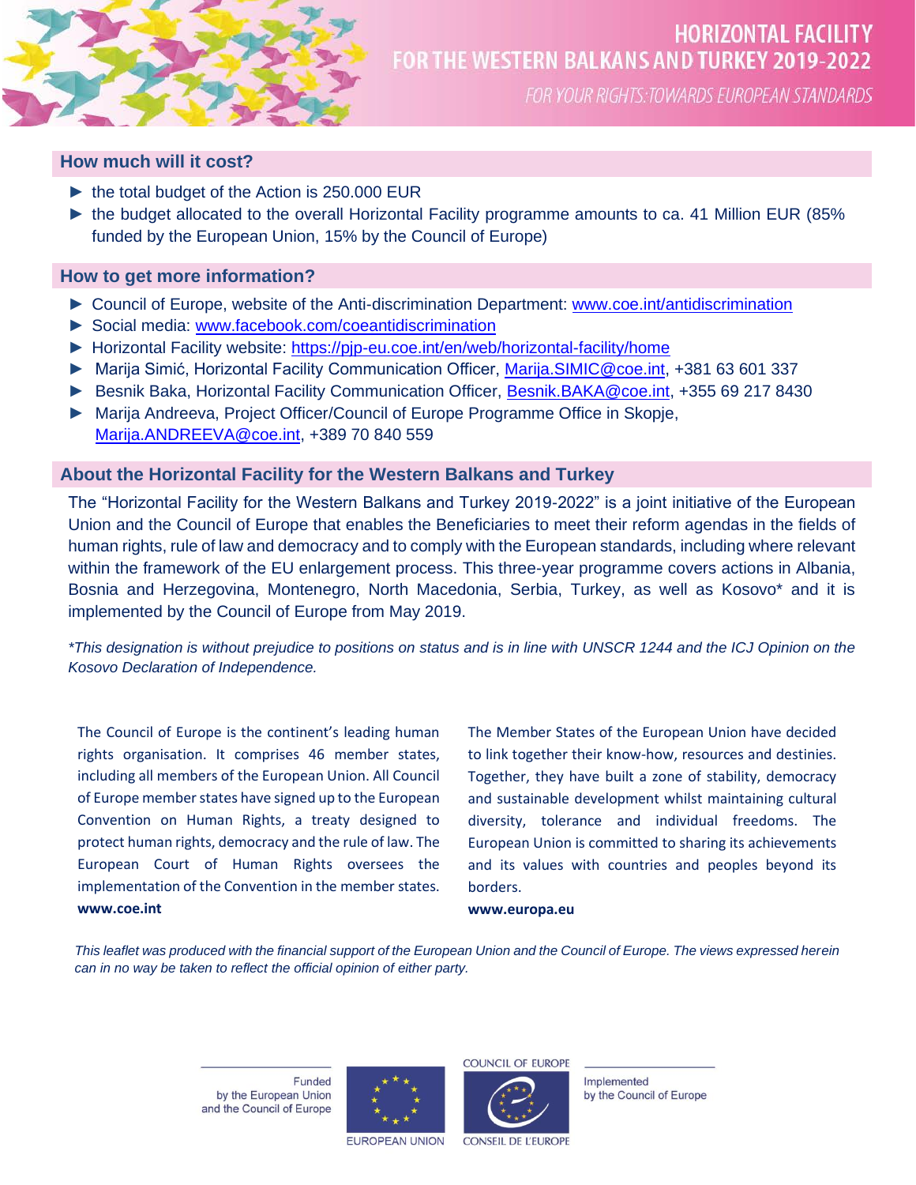## How much will it cost?

- ► the total budget of the Action is 250.000 EUR
- ► the budget allocated to the overall Horizontal Facility programme amounts to ca. 41 Million EUR (85% funded by the European Union, 15% by the Council of Europe)

## How to get more information?

- ► Council of Europe, website of the Anti-discrimination Department: www.coe.int/antidiscrimination
- ► Social media: www.facebook.com/coeantidiscrimination
- ► Horizontal Facility website: https://pjp-eu.coe.int/en/web/horizontal-facility/home
- ► Marija Simić, Horizontal Facility Communication Officer, Marija.SIMIC@coe.int, +381 63 601 337
- ► Besnik Baka, Horizontal Facility Communication Officer, Besnik.BAKA@coe.int, +355 69 217 8430
- ► Marija Andreeva, Project Officer/Council of Europe Programme Office in Skopje, Marija.ANDREEVA@coe.int, +389 70 840 559

## About the Horizontal Facility for the Western Balkans and Turkey

The "Horizontal Facility for the Western Balkans and Turkey 2019-2022" is a joint initiative of the European Union and the Council of Europe that enables the Beneficiaries to meet their reform agendas in the fields of human rights, rule of law and democracy and to comply with the European standards, including where relevant within the framework of the EU enlargement process. This three-year programme covers actions in Albania, Bosnia and Herzegovina, Montenegro, North Macedonia, Serbia, Turkey, as well as Kosovo* and it is implemented by the Council of Europe from May 2019.

*\*This designation is without prejudice to positions on status and is in line with UNSCR 1244 and the ICJ Opinion on the Kosovo Declaration of Independence.*

The Council of Europe is the continent's leading human rights organisation. It comprises 46 member states, including all members of the European Union. All Council of Europe member states have signed up to the European Convention on Human Rights, a treaty designed to protect human rights, democracy and the rule of law. The European Court of Human Rights oversees the implementation of the Convention in the member states.

**www.coe.int**

The Member States of the European Union have decided to link together their know-how, resources and destinies. Together, they have built a zone of stability, democracy and sustainable development whilst maintaining cultural diversity, tolerance and individual freedoms. The European Union is committed to sharing its achievements and its values with countries and peoples beyond its borders.

**www.europa.eu**

*This leaflet was produced with the financial support of the European Union and the Council of Europe. The views expressed herein can in no way be taken to reflect the official opinion of either party.*

Funded by the European Union and the Council of Europe

EUROPEAN UNION

COUNCIL OF EUROPE
CONSEIL DE L'EUROPE

Implemented by the Council of Europe